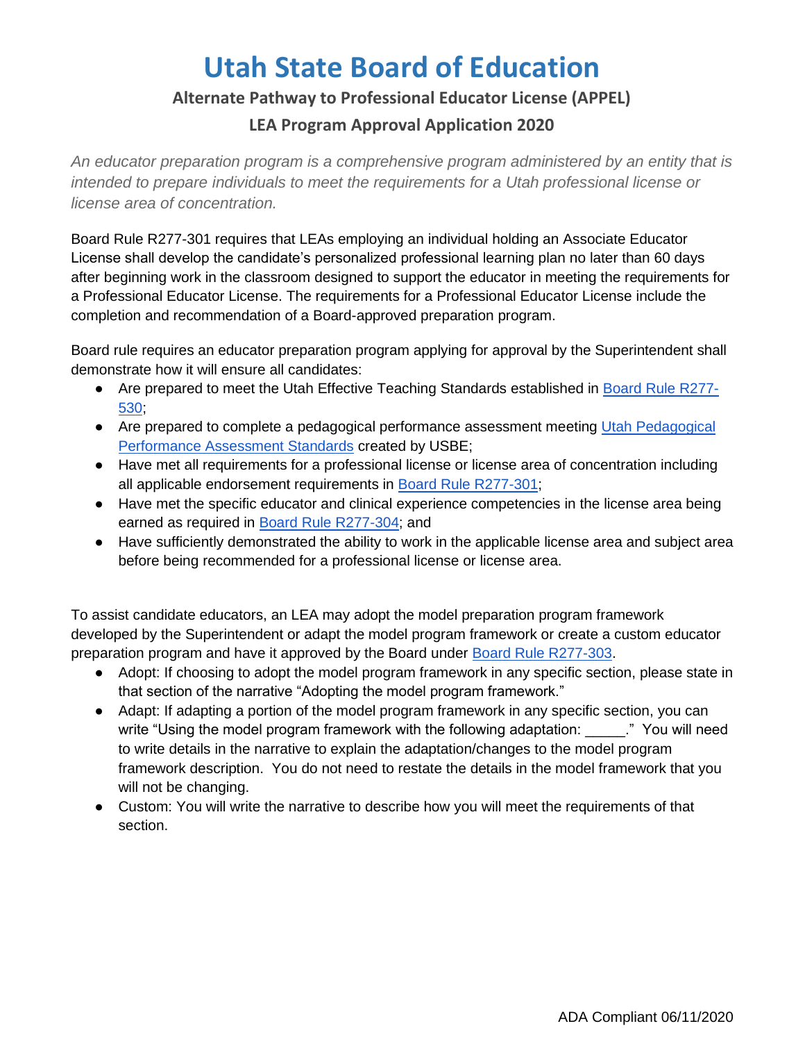# Utah State Board of Education

## Alternate Pathway to Professional Educator License (APPEL)

## LEA Program Approval Application 2020

*An educator preparation program is a comprehensive program administered by an entity that is intended to prepare individuals to meet the requirements for a Utah professional license or license area of concentration.*

Board Rule R277-301 requires that LEAs employing an individual holding an Associate Educator License shall develop the candidate's personalized professional learning plan no later than 60 days after beginning work in the classroom designed to support the educator in meeting the requirements for a Professional Educator License. The requirements for a Professional Educator License include the completion and recommendation of a Board-approved preparation program.

Board rule requires an educator preparation program applying for approval by the Superintendent shall demonstrate how it will ensure all candidates:

- Are prepared to meet the Utah Effective Teaching Standards established in [Board Rule R277-530](#);
- Are prepared to complete a pedagogical performance assessment meeting [Utah Pedagogical Performance Assessment Standards](#) created by USBE;
- Have met all requirements for a professional license or license area of concentration including all applicable endorsement requirements in [Board Rule R277-301](#);
- Have met the specific educator and clinical experience competencies in the license area being earned as required in [Board Rule R277-304](#); and
- Have sufficiently demonstrated the ability to work in the applicable license area and subject area before being recommended for a professional license or license area.

To assist candidate educators, an LEA may adopt the model preparation program framework developed by the Superintendent or adapt the model program framework or create a custom educator preparation program and have it approved by the Board under [Board Rule R277-303](#).

- Adopt: If choosing to adopt the model program framework in any specific section, please state in that section of the narrative "Adopting the model program framework."
- Adapt: If adapting a portion of the model program framework in any specific section, you can write "Using the model program framework with the following adaptation: _____." You will need to write details in the narrative to explain the adaptation/changes to the model program framework description. You do not need to restate the details in the model framework that you will not be changing.
- Custom: You will write the narrative to describe how you will meet the requirements of that section.

ADA Compliant 06/11/2020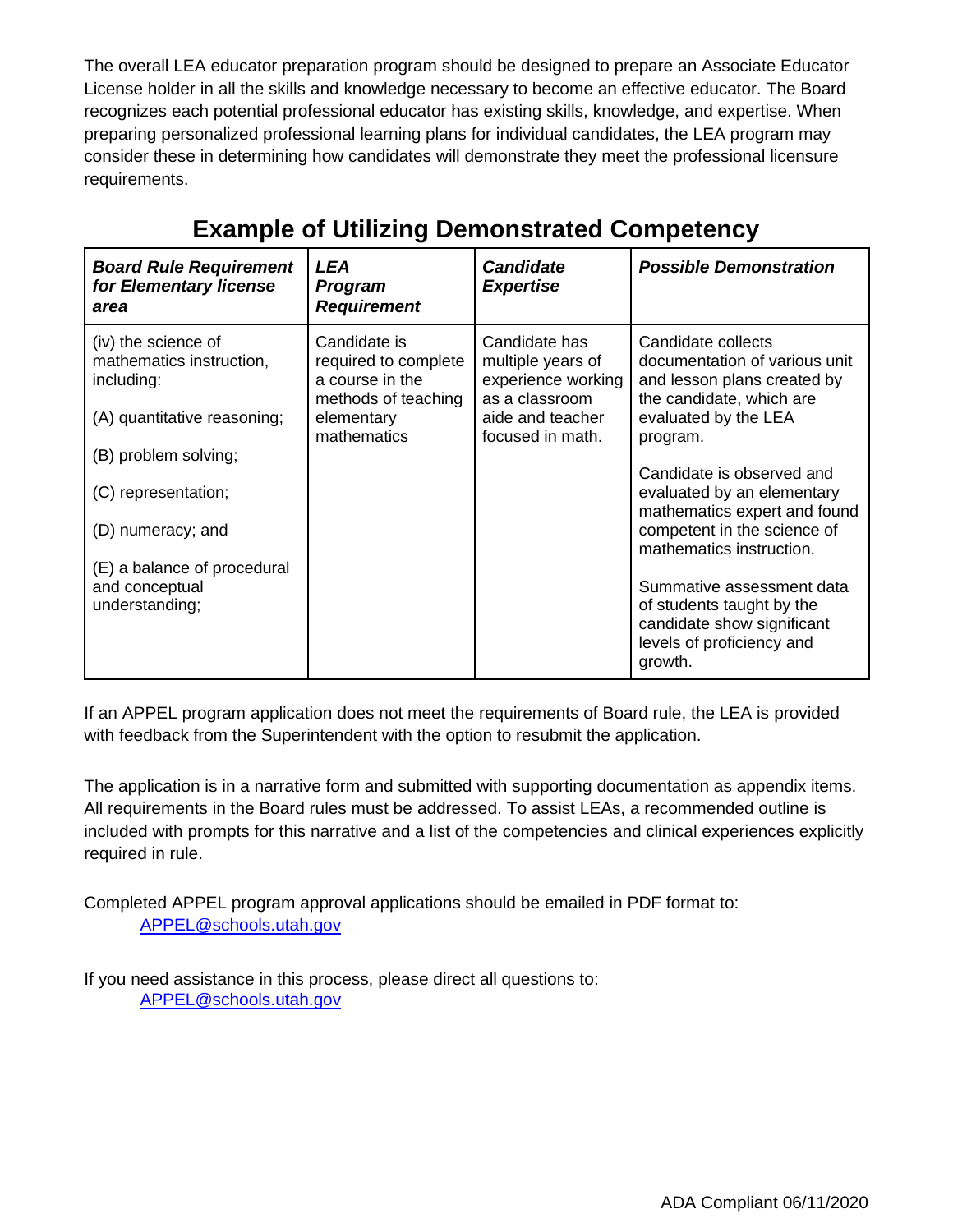The overall LEA educator preparation program should be designed to prepare an Associate Educator License holder in all the skills and knowledge necessary to become an effective educator. The Board recognizes each potential professional educator has existing skills, knowledge, and expertise. When preparing personalized professional learning plans for individual candidates, the LEA program may consider these in determining how candidates will demonstrate they meet the professional licensure requirements.

## Example of Utilizing Demonstrated Competency

| ***Board Rule Requirement for Elementary license area*** | ***LEA Program Requirement*** | ***Candidate Expertise*** | ***Possible Demonstration*** |
|---|---|---|---|
| (iv) the science of mathematics instruction, including:<br><br>(A) quantitative reasoning;<br><br>(B) problem solving;<br><br>(C) representation;<br><br>(D) numeracy; and<br><br>(E) a balance of procedural and conceptual understanding; | Candidate is required to complete a course in the methods of teaching elementary mathematics | Candidate has multiple years of experience working as a classroom aide and teacher focused in math. | Candidate collects documentation of various unit and lesson plans created by the candidate, which are evaluated by the LEA program.<br><br>Candidate is observed and evaluated by an elementary mathematics expert and found competent in the science of mathematics instruction.<br><br>Summative assessment data of students taught by the candidate show significant levels of proficiency and growth. |

If an APPEL program application does not meet the requirements of Board rule, the LEA is provided with feedback from the Superintendent with the option to resubmit the application.

The application is in a narrative form and submitted with supporting documentation as appendix items. All requirements in the Board rules must be addressed. To assist LEAs, a recommended outline is included with prompts for this narrative and a list of the competencies and clinical experiences explicitly required in rule.

Completed APPEL program approval applications should be emailed in PDF format to:
APPEL@schools.utah.gov

If you need assistance in this process, please direct all questions to:
APPEL@schools.utah.gov

ADA Compliant 06/11/2020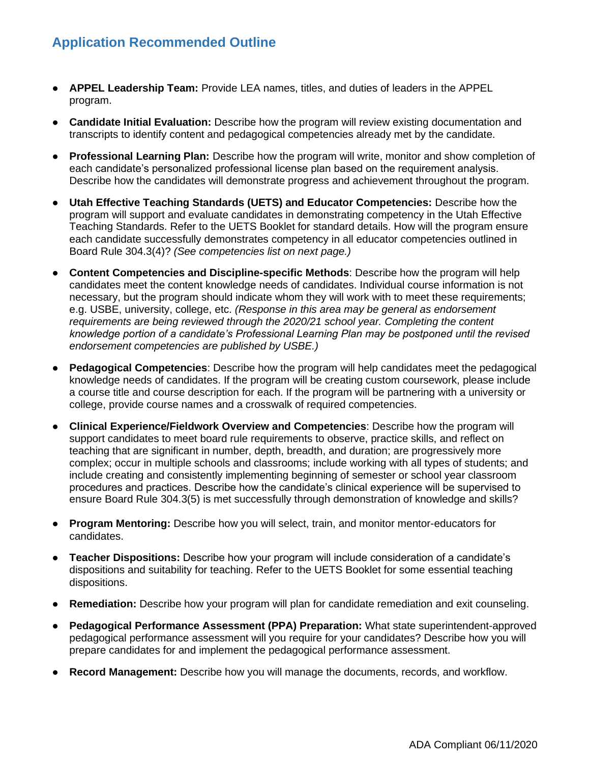## Application Recommended Outline

- **APPEL Leadership Team:** Provide LEA names, titles, and duties of leaders in the APPEL program.
- **Candidate Initial Evaluation:** Describe how the program will review existing documentation and transcripts to identify content and pedagogical competencies already met by the candidate.
- **Professional Learning Plan:** Describe how the program will write, monitor and show completion of each candidate's personalized professional license plan based on the requirement analysis. Describe how the candidates will demonstrate progress and achievement throughout the program.
- **Utah Effective Teaching Standards (UETS) and Educator Competencies:** Describe how the program will support and evaluate candidates in demonstrating competency in the Utah Effective Teaching Standards. Refer to the UETS Booklet for standard details. How will the program ensure each candidate successfully demonstrates competency in all educator competencies outlined in Board Rule 304.3(4)? *(See competencies list on next page.)*
- **Content Competencies and Discipline-specific Methods**: Describe how the program will help candidates meet the content knowledge needs of candidates. Individual course information is not necessary, but the program should indicate whom they will work with to meet these requirements; e.g. USBE, university, college, etc. *(Response in this area may be general as endorsement requirements are being reviewed through the 2020/21 school year. Completing the content knowledge portion of a candidate's Professional Learning Plan may be postponed until the revised endorsement competencies are published by USBE.)*
- **Pedagogical Competencies**: Describe how the program will help candidates meet the pedagogical knowledge needs of candidates. If the program will be creating custom coursework, please include a course title and course description for each. If the program will be partnering with a university or college, provide course names and a crosswalk of required competencies.
- **Clinical Experience/Fieldwork Overview and Competencies**: Describe how the program will support candidates to meet board rule requirements to observe, practice skills, and reflect on teaching that are significant in number, depth, breadth, and duration; are progressively more complex; occur in multiple schools and classrooms; include working with all types of students; and include creating and consistently implementing beginning of semester or school year classroom procedures and practices. Describe how the candidate's clinical experience will be supervised to ensure Board Rule 304.3(5) is met successfully through demonstration of knowledge and skills?
- **Program Mentoring:** Describe how you will select, train, and monitor mentor-educators for candidates.
- **Teacher Dispositions:** Describe how your program will include consideration of a candidate's dispositions and suitability for teaching. Refer to the UETS Booklet for some essential teaching dispositions.
- **Remediation:** Describe how your program will plan for candidate remediation and exit counseling.
- **Pedagogical Performance Assessment (PPA) Preparation:** What state superintendent-approved pedagogical performance assessment will you require for your candidates? Describe how you will prepare candidates for and implement the pedagogical performance assessment.
- **Record Management:** Describe how you will manage the documents, records, and workflow.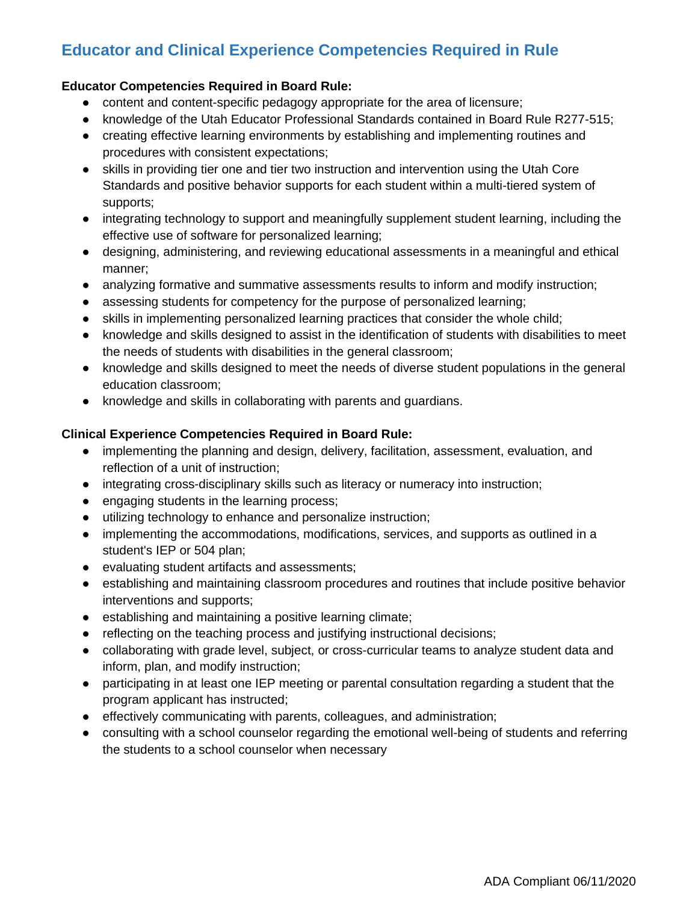## Educator and Clinical Experience Competencies Required in Rule

**Educator Competencies Required in Board Rule:**

- content and content-specific pedagogy appropriate for the area of licensure;
- knowledge of the Utah Educator Professional Standards contained in Board Rule R277-515;
- creating effective learning environments by establishing and implementing routines and procedures with consistent expectations;
- skills in providing tier one and tier two instruction and intervention using the Utah Core Standards and positive behavior supports for each student within a multi-tiered system of supports;
- integrating technology to support and meaningfully supplement student learning, including the effective use of software for personalized learning;
- designing, administering, and reviewing educational assessments in a meaningful and ethical manner;
- analyzing formative and summative assessments results to inform and modify instruction;
- assessing students for competency for the purpose of personalized learning;
- skills in implementing personalized learning practices that consider the whole child;
- knowledge and skills designed to assist in the identification of students with disabilities to meet the needs of students with disabilities in the general classroom;
- knowledge and skills designed to meet the needs of diverse student populations in the general education classroom;
- knowledge and skills in collaborating with parents and guardians.

**Clinical Experience Competencies Required in Board Rule:**

- implementing the planning and design, delivery, facilitation, assessment, evaluation, and reflection of a unit of instruction;
- integrating cross-disciplinary skills such as literacy or numeracy into instruction;
- engaging students in the learning process;
- utilizing technology to enhance and personalize instruction;
- implementing the accommodations, modifications, services, and supports as outlined in a student's IEP or 504 plan;
- evaluating student artifacts and assessments;
- establishing and maintaining classroom procedures and routines that include positive behavior interventions and supports;
- establishing and maintaining a positive learning climate;
- reflecting on the teaching process and justifying instructional decisions;
- collaborating with grade level, subject, or cross-curricular teams to analyze student data and inform, plan, and modify instruction;
- participating in at least one IEP meeting or parental consultation regarding a student that the program applicant has instructed;
- effectively communicating with parents, colleagues, and administration;
- consulting with a school counselor regarding the emotional well-being of students and referring the students to a school counselor when necessary